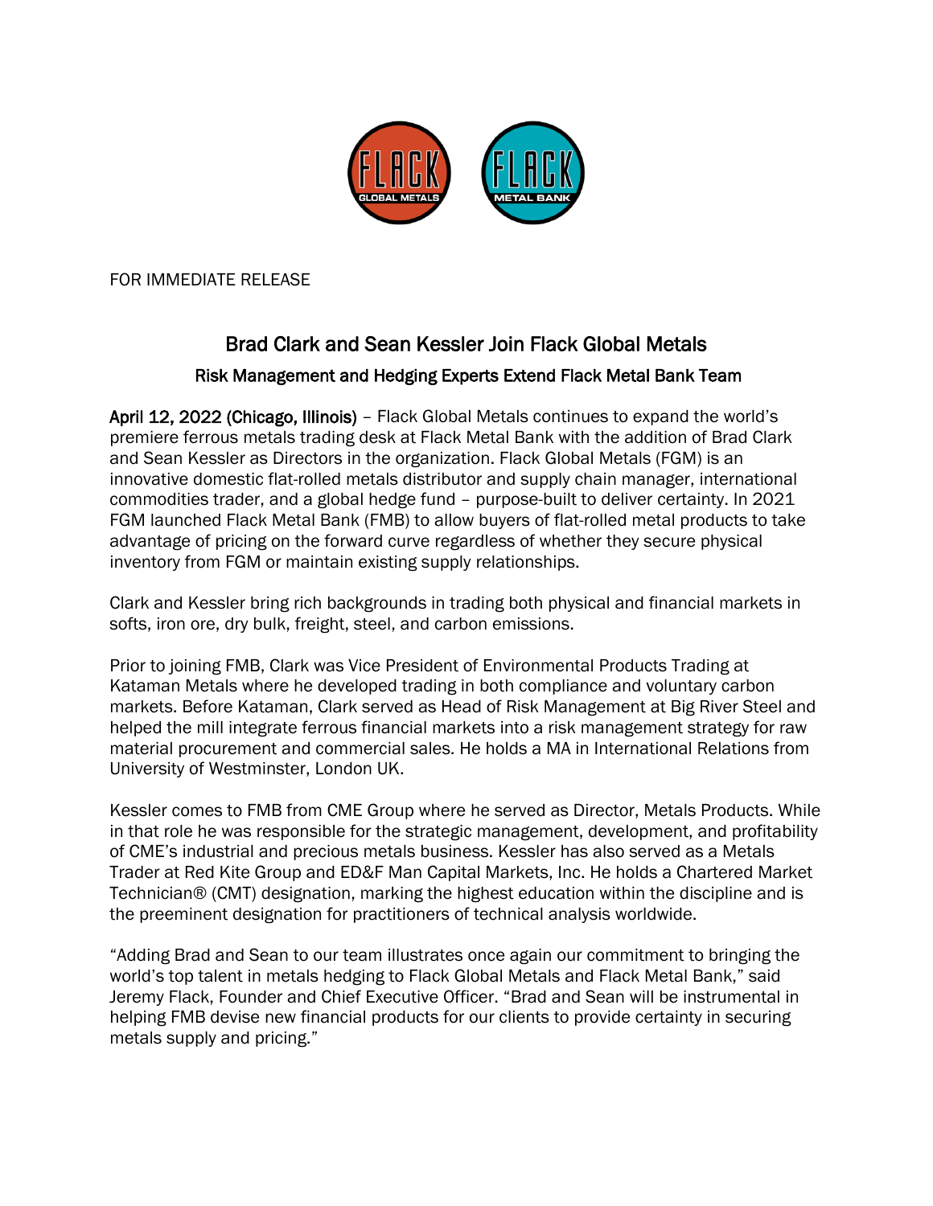FOR IMMEDIATE RELEASE

# Brad Clark and Sean Kessler Join Flack Global Metals

## Risk Management and Hedging Experts Extend Flack Metal Bank Team

**April 12, 2022 (Chicago, Illinois)** – Flack Global Metals continues to expand the world's premiere ferrous metals trading desk at Flack Metal Bank with the addition of Brad Clark and Sean Kessler as Directors in the organization. Flack Global Metals (FGM) is an innovative domestic flat-rolled metals distributor and supply chain manager, international commodities trader, and a global hedge fund – purpose-built to deliver certainty. In 2021 FGM launched Flack Metal Bank (FMB) to allow buyers of flat-rolled metal products to take advantage of pricing on the forward curve regardless of whether they secure physical inventory from FGM or maintain existing supply relationships.

Clark and Kessler bring rich backgrounds in trading both physical and financial markets in softs, iron ore, dry bulk, freight, steel, and carbon emissions.

Prior to joining FMB, Clark was Vice President of Environmental Products Trading at Kataman Metals where he developed trading in both compliance and voluntary carbon markets. Before Kataman, Clark served as Head of Risk Management at Big River Steel and helped the mill integrate ferrous financial markets into a risk management strategy for raw material procurement and commercial sales. He holds a MA in International Relations from University of Westminster, London UK.

Kessler comes to FMB from CME Group where he served as Director, Metals Products. While in that role he was responsible for the strategic management, development, and profitability of CME's industrial and precious metals business. Kessler has also served as a Metals Trader at Red Kite Group and ED&F Man Capital Markets, Inc. He holds a Chartered Market Technician® (CMT) designation, marking the highest education within the discipline and is the preeminent designation for practitioners of technical analysis worldwide.

"Adding Brad and Sean to our team illustrates once again our commitment to bringing the world's top talent in metals hedging to Flack Global Metals and Flack Metal Bank," said Jeremy Flack, Founder and Chief Executive Officer. "Brad and Sean will be instrumental in helping FMB devise new financial products for our clients to provide certainty in securing metals supply and pricing."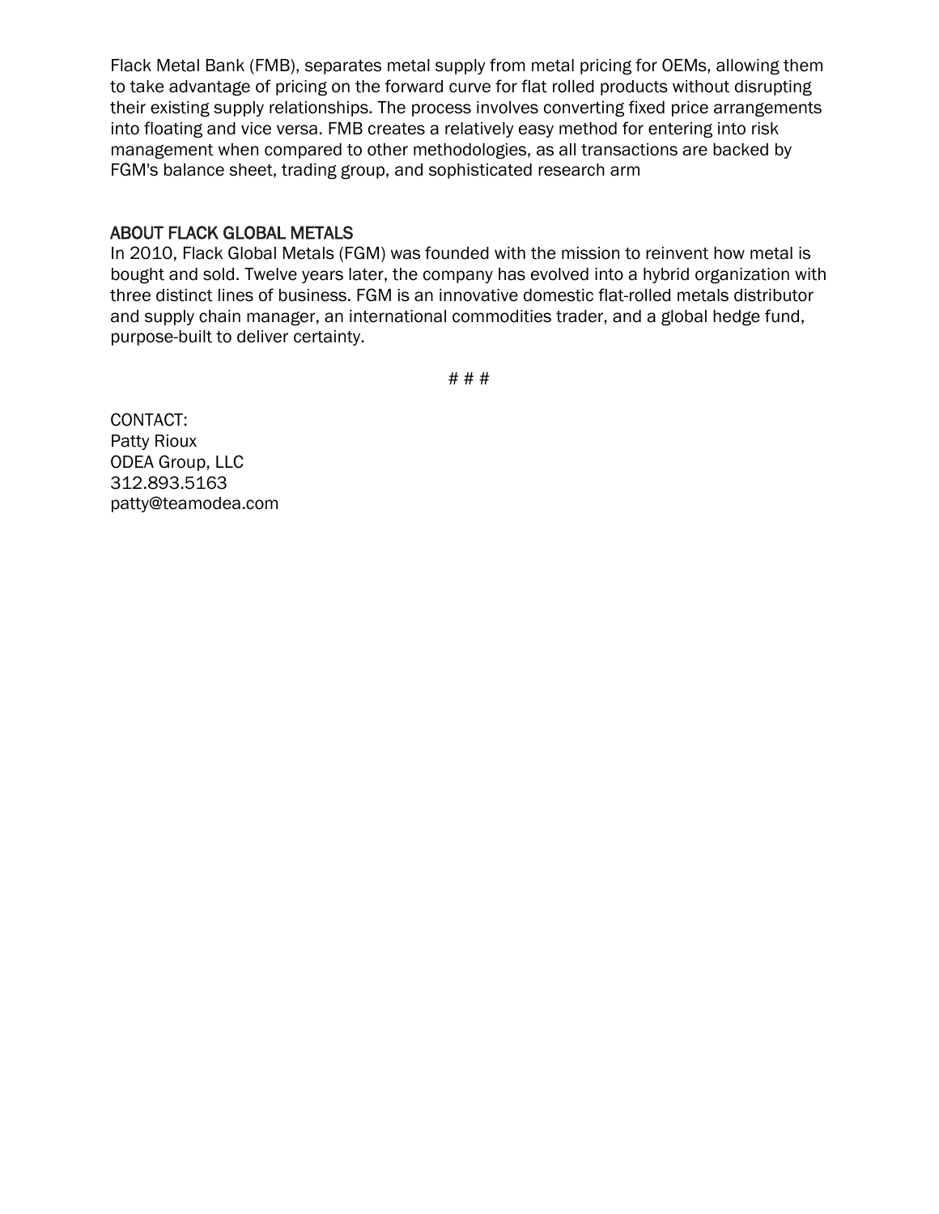Flack Metal Bank (FMB), separates metal supply from metal pricing for OEMs, allowing them to take advantage of pricing on the forward curve for flat rolled products without disrupting their existing supply relationships. The process involves converting fixed price arrangements into floating and vice versa. FMB creates a relatively easy method for entering into risk management when compared to other methodologies, as all transactions are backed by FGM's balance sheet, trading group, and sophisticated research arm

## ABOUT FLACK GLOBAL METALS

In 2010, Flack Global Metals (FGM) was founded with the mission to reinvent how metal is bought and sold. Twelve years later, the company has evolved into a hybrid organization with three distinct lines of business. FGM is an innovative domestic flat-rolled metals distributor and supply chain manager, an international commodities trader, and a global hedge fund, purpose-built to deliver certainty.

# # #

CONTACT:
Patty Rioux
ODEA Group, LLC
312.893.5163
patty@teamodea.com